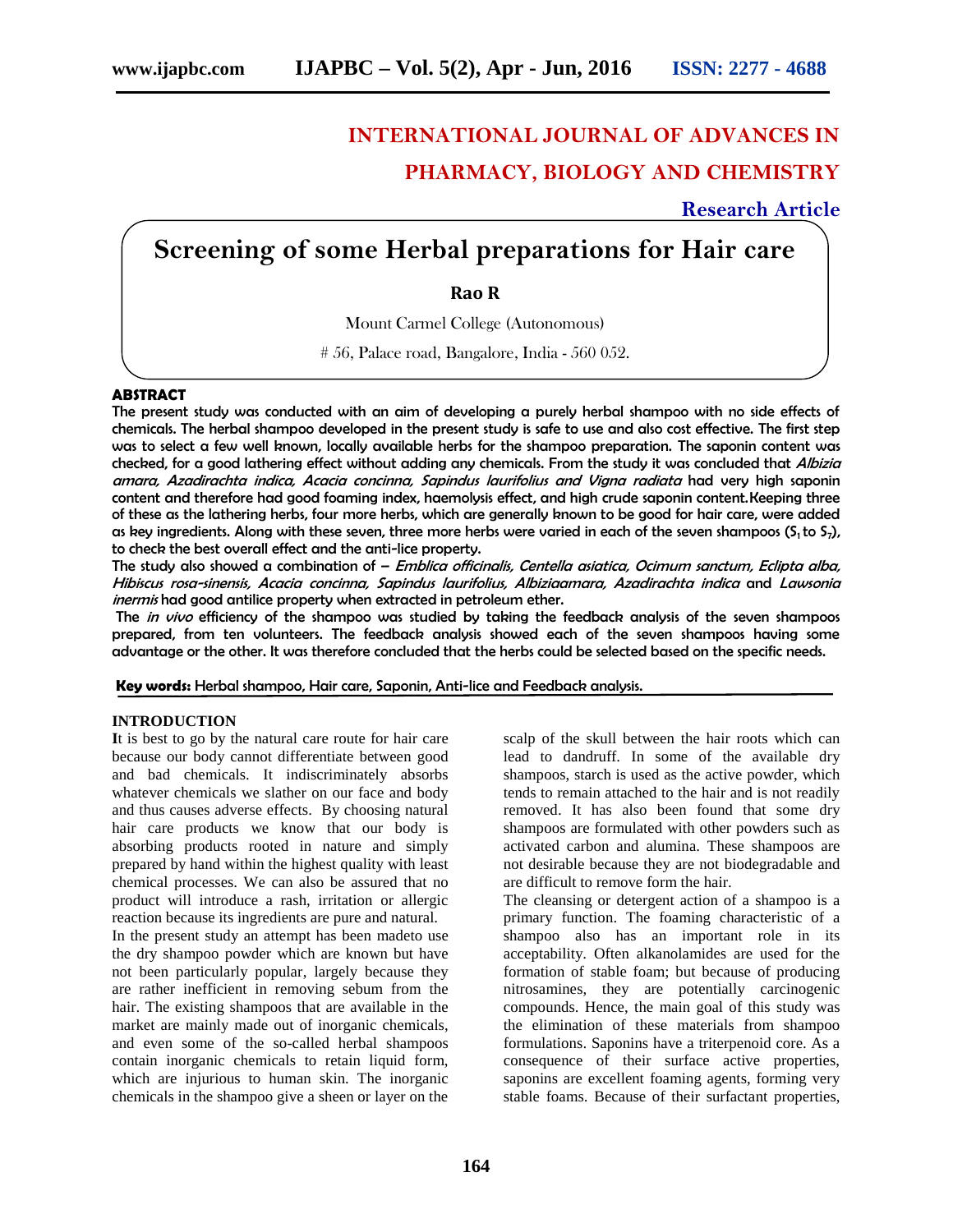# INTERNATIONAL JOURNAL OF ADVANCES IN PHARMACY, BIOLOGY AND CHEMISTRY

**Research Article**

# Screening of some Herbal preparations for Hair care

**Rao R**

Mount Carmel College (Autonomous)

# 56, Palace road, Bangalore, India - 560 052.

## ABSTRACT

**The present study was conducted with an aim of developing a purely herbal shampoo with no side effects of chemicals. The herbal shampoo developed in the present study is safe to use and also cost effective. The first step was to select a few well known, locally available herbs for the shampoo preparation. The saponin content was checked, for a good lathering effect without adding any chemicals. From the study it was concluded that *Albizia amara, Azadirachta indica, Acacia concinna, Sapindus laurifolius and Vigna radiata* had very high saponin content and therefore had good foaming index, haemolysis effect, and high crude saponin content.Keeping three of these as the lathering herbs, four more herbs, which are generally known to be good for hair care, were added as key ingredients. Along with these seven, three more herbs were varied in each of the seven shampoos ($S_1$ to $S_7$), to check the best overall effect and the anti-lice property.**

**The study also showed a combination of – *Emblica officinalis, Centella asiatica, Ocimum sanctum, Eclipta alba, Hibiscus rosa-sinensis, Acacia concinna, Sapindus laurifolius, Albiziaamara, Azadirachta indica* and *Lawsonia inermis* had good antilice property when extracted in petroleum ether.**

**The *in vivo* efficiency of the shampoo was studied by taking the feedback analysis of the seven shampoos prepared, from ten volunteers. The feedback analysis showed each of the seven shampoos having some advantage or the other. It was therefore concluded that the herbs could be selected based on the specific needs.**

**Key words:** Herbal shampoo, Hair care, Saponin, Anti-lice and Feedback analysis.

## INTRODUCTION

**I**t is best to go by the natural care route for hair care because our body cannot differentiate between good and bad chemicals. It indiscriminately absorbs whatever chemicals we slather on our face and body and thus causes adverse effects. By choosing natural hair care products we know that our body is absorbing products rooted in nature and simply prepared by hand within the highest quality with least chemical processes. We can also be assured that no product will introduce a rash, irritation or allergic reaction because its ingredients are pure and natural.

In the present study an attempt has been madeto use the dry shampoo powder which are known but have not been particularly popular, largely because they are rather inefficient in removing sebum from the hair. The existing shampoos that are available in the market are mainly made out of inorganic chemicals, and even some of the so-called herbal shampoos contain inorganic chemicals to retain liquid form, which are injurious to human skin. The inorganic chemicals in the shampoo give a sheen or layer on the scalp of the skull between the hair roots which can lead to dandruff. In some of the available dry shampoos, starch is used as the active powder, which tends to remain attached to the hair and is not readily removed. It has also been found that some dry shampoos are formulated with other powders such as activated carbon and alumina. These shampoos are not desirable because they are not biodegradable and are difficult to remove form the hair.

The cleansing or detergent action of a shampoo is a primary function. The foaming characteristic of a shampoo also has an important role in its acceptability. Often alkanolamides are used for the formation of stable foam; but because of producing nitrosamines, they are potentially carcinogenic compounds. Hence, the main goal of this study was the elimination of these materials from shampoo formulations. Saponins have a triterpenoid core. As a consequence of their surface active properties, saponins are excellent foaming agents, forming very stable foams. Because of their surfactant properties,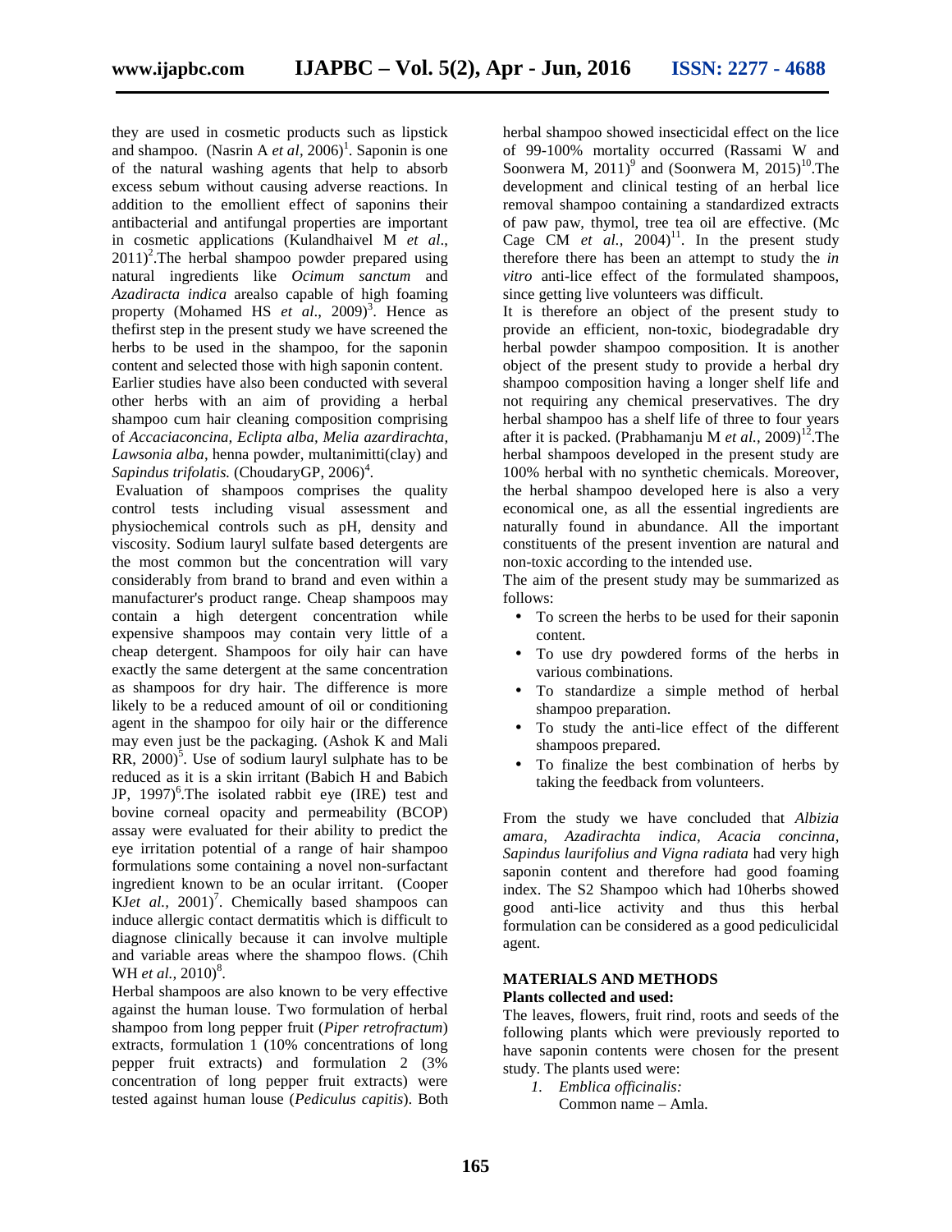they are used in cosmetic products such as lipstick and shampoo. (Nasrin A *et al*, 2006)[1]. Saponin is one of the natural washing agents that help to absorb excess sebum without causing adverse reactions. In addition to the emollient effect of saponins their antibacterial and antifungal properties are important in cosmetic applications (Kulandhaivel M *et al*., 2011)[2].The herbal shampoo powder prepared using natural ingredients like *Ocimum sanctum* and *Azadiracta indica* arealso capable of high foaming property (Mohamed HS *et al*., 2009)[3]. Hence as thefirst step in the present study we have screened the herbs to be used in the shampoo, for the saponin content and selected those with high saponin content.

Earlier studies have also been conducted with several other herbs with an aim of providing a herbal shampoo cum hair cleaning composition comprising of *Accaciaconcina, Eclipta alba, Melia azardirachta, Lawsonia alba,* henna powder, multanimitti(clay) and *Sapindus trifolatis.* (ChoudaryGP, 2006)[4].

Evaluation of shampoos comprises the quality control tests including visual assessment and physiochemical controls such as pH, density and viscosity. Sodium lauryl sulfate based detergents are the most common but the concentration will vary considerably from brand to brand and even within a manufacturer's product range. Cheap shampoos may contain a high detergent concentration while expensive shampoos may contain very little of a cheap detergent. Shampoos for oily hair can have exactly the same detergent at the same concentration as shampoos for dry hair. The difference is more likely to be a reduced amount of oil or conditioning agent in the shampoo for oily hair or the difference may even just be the packaging. (Ashok K and Mali RR, 2000)[5]. Use of sodium lauryl sulphate has to be reduced as it is a skin irritant (Babich H and Babich JP, 1997)[6].The isolated rabbit eye (IRE) test and bovine corneal opacity and permeability (BCOP) assay were evaluated for their ability to predict the eye irritation potential of a range of hair shampoo formulations some containing a novel non-surfactant ingredient known to be an ocular irritant. (Cooper KJ*et al.,* 2001)[7]. Chemically based shampoos can induce allergic contact dermatitis which is difficult to diagnose clinically because it can involve multiple and variable areas where the shampoo flows. (Chih WH *et al.,* 2010)[8].

Herbal shampoos are also known to be very effective against the human louse. Two formulation of herbal shampoo from long pepper fruit (*Piper retrofractum*) extracts, formulation 1 (10% concentrations of long pepper fruit extracts) and formulation 2 (3% concentration of long pepper fruit extracts) were tested against human louse (*Pediculus capitis*). Both herbal shampoo showed insecticidal effect on the lice of 99-100% mortality occurred (Rassami W and Soonwera M, 2011)[9] and (Soonwera M, 2015)[10].The development and clinical testing of an herbal lice removal shampoo containing a standardized extracts of paw paw, thymol, tree tea oil are effective. (Mc Cage CM *et al.,* 2004)[11]. In the present study therefore there has been an attempt to study the *in vitro* anti-lice effect of the formulated shampoos, since getting live volunteers was difficult.

It is therefore an object of the present study to provide an efficient, non-toxic, biodegradable dry herbal powder shampoo composition. It is another object of the present study to provide a herbal dry shampoo composition having a longer shelf life and not requiring any chemical preservatives. The dry herbal shampoo has a shelf life of three to four years after it is packed. (Prabhamanju M *et al.,* 2009)[12].The herbal shampoos developed in the present study are 100% herbal with no synthetic chemicals. Moreover, the herbal shampoo developed here is also a very economical one, as all the essential ingredients are naturally found in abundance. All the important constituents of the present invention are natural and non-toxic according to the intended use.

The aim of the present study may be summarized as follows:

- To screen the herbs to be used for their saponin content.
- To use dry powdered forms of the herbs in various combinations.
- To standardize a simple method of herbal shampoo preparation.
- To study the anti-lice effect of the different shampoos prepared.
- To finalize the best combination of herbs by taking the feedback from volunteers.

From the study we have concluded that *Albizia amara, Azadirachta indica, Acacia concinna, Sapindus laurifolius and Vigna radiata* had very high saponin content and therefore had good foaming index. The S2 Shampoo which had 10herbs showed good anti-lice activity and thus this herbal formulation can be considered as a good pediculicidal agent.

## MATERIALS AND METHODS

### Plants collected and used:

The leaves, flowers, fruit rind, roots and seeds of the following plants which were previously reported to have saponin contents were chosen for the present study. The plants used were:

1. *Emblica officinalis:*
   Common name – Amla.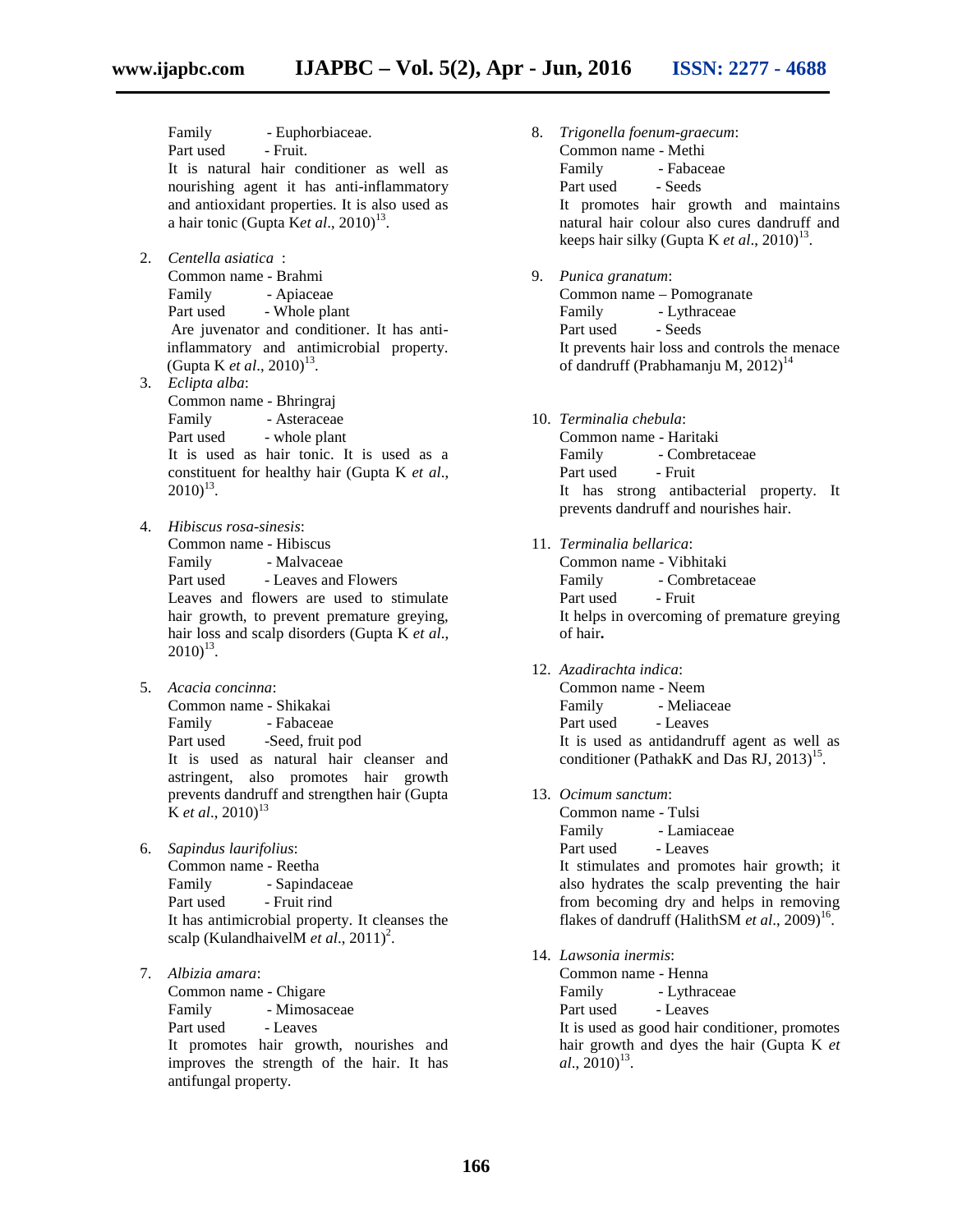Family - Euphorbiaceae.
Part used - Fruit.
It is natural hair conditioner as well as nourishing agent it has anti-inflammatory and antioxidant properties. It is also used as a hair tonic (Gupta K*et al*., 2010)[13].

2. *Centella asiatica* :
   Common name - Brahmi
   Family - Apiaceae
   Part used - Whole plant
   Are juvenator and conditioner. It has anti-inflammatory and antimicrobial property. (Gupta K *et al*., 2010)[13].
3. *Eclipta alba*:
   Common name - Bhringraj
   Family - Asteraceae
   Part used - whole plant
   It is used as hair tonic. It is used as a constituent for healthy hair (Gupta K *et al*., 2010)[13].
4. *Hibiscus rosa-sinesis*:
   Common name - Hibiscus
   Family - Malvaceae
   Part used - Leaves and Flowers
   Leaves and flowers are used to stimulate hair growth, to prevent premature greying, hair loss and scalp disorders (Gupta K *et al*., 2010)[13].
5. *Acacia concinna*:
   Common name - Shikakai
   Family - Fabaceae
   Part used -Seed, fruit pod
   It is used as natural hair cleanser and astringent, also promotes hair growth prevents dandruff and strengthen hair (Gupta K *et al*., 2010)[13]
6. *Sapindus laurifolius*:
   Common name - Reetha
   Family - Sapindaceae
   Part used - Fruit rind
   It has antimicrobial property. It cleanses the scalp (KulandhaivelM *et al*., 2011)[2].
7. *Albizia amara*:
   Common name - Chigare
   Family - Mimosaceae
   Part used - Leaves
   It promotes hair growth, nourishes and improves the strength of the hair. It has antifungal property.
8. *Trigonella foenum-graecum*:
   Common name - Methi
   Family - Fabaceae
   Part used - Seeds
   It promotes hair growth and maintains natural hair colour also cures dandruff and keeps hair silky (Gupta K *et al*., 2010)[13].
9. *Punica granatum*:
   Common name – Pomogranate
   Family - Lythraceae
   Part used - Seeds
   It prevents hair loss and controls the menace of dandruff (Prabhamanju M, 2012)[14]
10. *Terminalia chebula*:
    Common name - Haritaki
    Family - Combretaceae
    Part used - Fruit
    It has strong antibacterial property. It prevents dandruff and nourishes hair.
11. *Terminalia bellarica*:
    Common name - Vibhitaki
    Family - Combretaceae
    Part used - Fruit
    It helps in overcoming of premature greying of hair**.**
12. *Azadirachta indica*:
    Common name - Neem
    Family - Meliaceae
    Part used - Leaves
    It is used as antidandruff agent as well as conditioner (PathakK and Das RJ, 2013)[15].
13. *Ocimum sanctum*:
    Common name - Tulsi
    Family - Lamiaceae
    Part used - Leaves
    It stimulates and promotes hair growth; it also hydrates the scalp preventing the hair from becoming dry and helps in removing flakes of dandruff (HalithSM *et al*., 2009)[16].
14. *Lawsonia inermis*:
    Common name - Henna
    Family - Lythraceae
    Part used - Leaves
    It is used as good hair conditioner, promotes hair growth and dyes the hair (Gupta K *et al*., 2010)[13].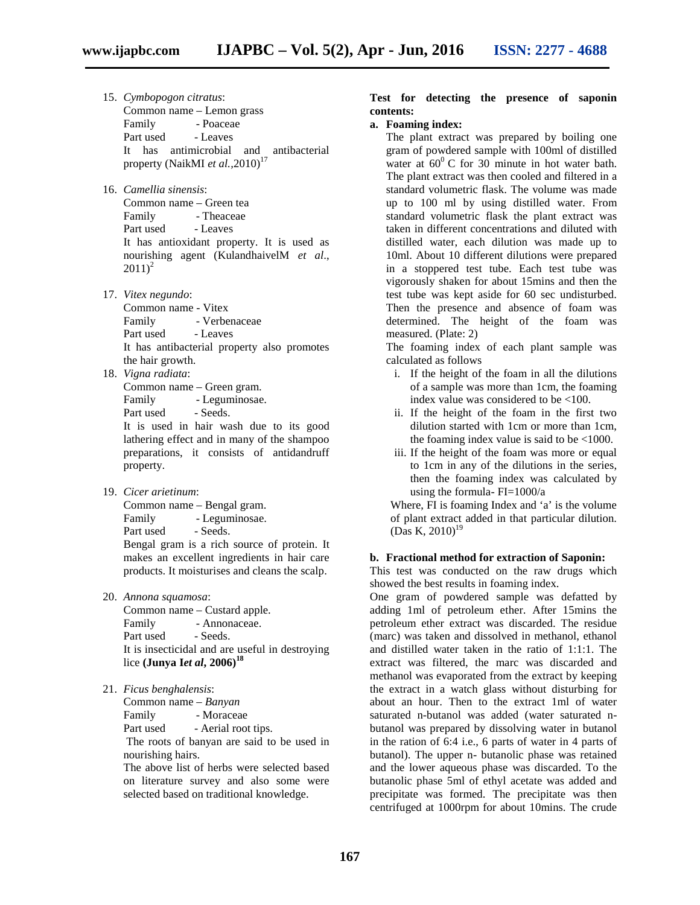15. *Cymbopogon citratus*:
    Common name – Lemon grass
    Family - Poaceae
    Part used - Leaves
    It has antimicrobial and antibacterial property (NaikMI *et al.*,2010)[17]

16. *Camellia sinensis*:
    Common name – Green tea
    Family - Theaceae
    Part used - Leaves
    It has antioxidant property. It is used as nourishing agent (KulandhaivelM *et al*., 2011)[2]

17. *Vitex negundo*:
    Common name - Vitex
    Family - Verbenaceae
    Part used - Leaves
    It has antibacterial property also promotes the hair growth.

18. *Vigna radiata*:
    Common name – Green gram.
    Family - Leguminosae.
    Part used - Seeds.
    It is used in hair wash due to its good lathering effect and in many of the shampoo preparations, it consists of antidandruff property.

19. *Cicer arietinum*:
    Common name – Bengal gram.
    Family - Leguminosae.
    Part used - Seeds.
    Bengal gram is a rich source of protein. It makes an excellent ingredients in hair care products. It moisturises and cleans the scalp.

20. *Annona squamosa*:
    Common name – Custard apple.
    Family - Annonaceae.
    Part used - Seeds.
    It is insecticidal and are useful in destroying lice **(Junya I*et al*, 2006)**[18]

21. *Ficus benghalensis*:
    Common name – *Banyan*
    Family - Moraceae
    Part used - Aerial root tips.
    The roots of banyan are said to be used in nourishing hairs.
    The above list of herbs were selected based on literature survey and also some were selected based on traditional knowledge.

**Test for detecting the presence of saponin contents:**

**a. Foaming index:**

The plant extract was prepared by boiling one gram of powdered sample with 100ml of distilled water at $60^0$ C for 30 minute in hot water bath. The plant extract was then cooled and filtered in a standard volumetric flask. The volume was made up to 100 ml by using distilled water. From standard volumetric flask the plant extract was taken in different concentrations and diluted with distilled water, each dilution was made up to 10ml. About 10 different dilutions were prepared in a stoppered test tube. Each test tube was vigorously shaken for about 15mins and then the test tube was kept aside for 60 sec undisturbed. Then the presence and absence of foam was determined. The height of the foam was measured. (Plate: 2)

The foaming index of each plant sample was calculated as follows

i. If the height of the foam in all the dilutions of a sample was more than 1cm, the foaming index value was considered to be <100.
ii. If the height of the foam in the first two dilution started with 1cm or more than 1cm, the foaming index value is said to be <1000.
iii. If the height of the foam was more or equal to 1cm in any of the dilutions in the series, then the foaming index was calculated by using the formula- FI=1000/a

Where, FI is foaming Index and 'a' is the volume of plant extract added in that particular dilution. (Das K, 2010)[19]

**b. Fractional method for extraction of Saponin:**

This test was conducted on the raw drugs which showed the best results in foaming index.

One gram of powdered sample was defatted by adding 1ml of petroleum ether. After 15mins the petroleum ether extract was discarded. The residue (marc) was taken and dissolved in methanol, ethanol and distilled water taken in the ratio of 1:1:1. The extract was filtered, the marc was discarded and methanol was evaporated from the extract by keeping the extract in a watch glass without disturbing for about an hour. Then to the extract 1ml of water saturated n-butanol was added (water saturated n-butanol was prepared by dissolving water in butanol in the ration of 6:4 i.e., 6 parts of water in 4 parts of butanol). The upper n- butanolic phase was retained and the lower aqueous phase was discarded. To the butanolic phase 5ml of ethyl acetate was added and precipitate was formed. The precipitate was then centrifuged at 1000rpm for about 10mins. The crude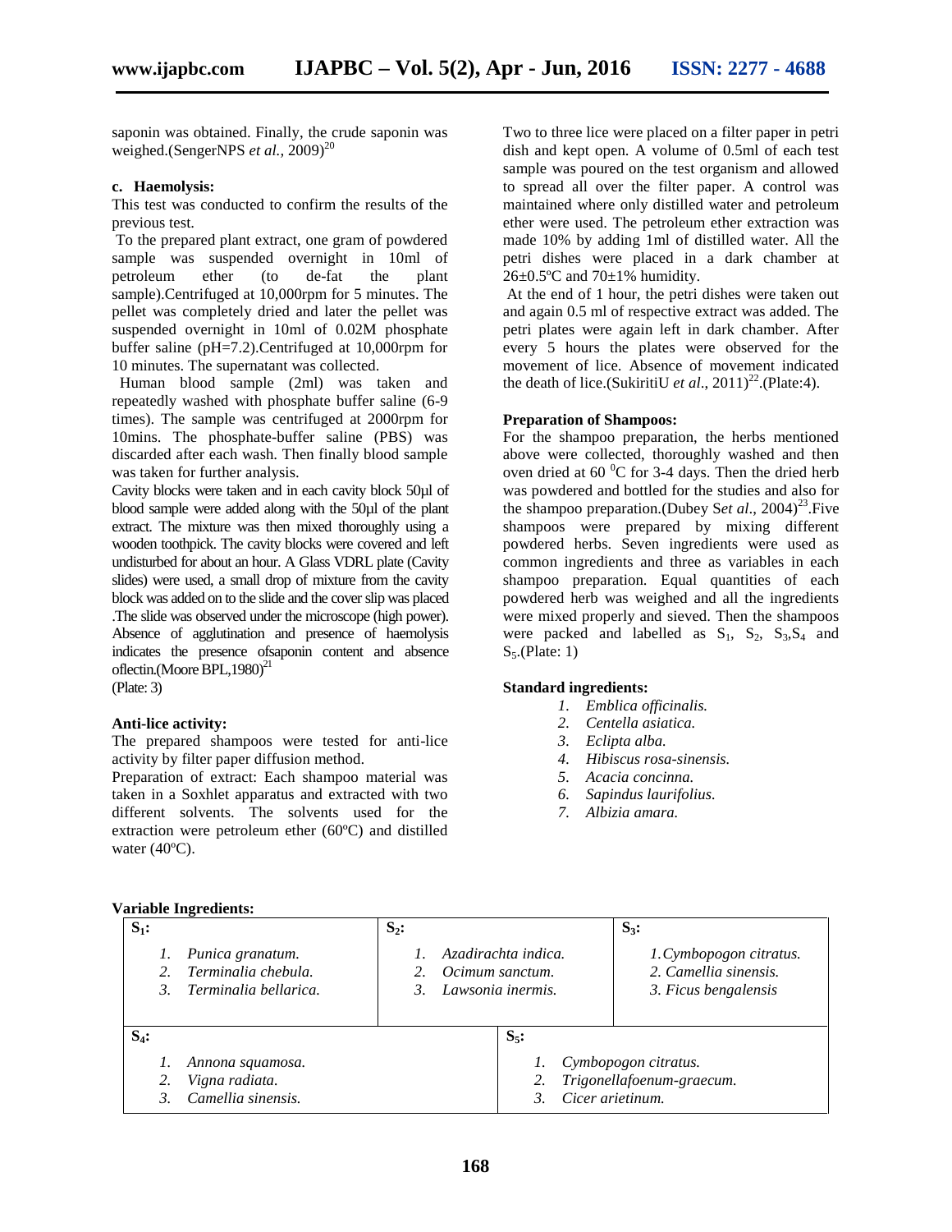saponin was obtained. Finally, the crude saponin was weighed.(SengerNPS *et al.,* 2009)[20]

**c. Haemolysis:**

This test was conducted to confirm the results of the previous test.

To the prepared plant extract, one gram of powdered sample was suspended overnight in 10ml of petroleum ether (to de-fat the plant sample).Centrifuged at 10,000rpm for 5 minutes. The pellet was completely dried and later the pellet was suspended overnight in 10ml of 0.02M phosphate buffer saline (pH=7.2).Centrifuged at 10,000rpm for 10 minutes. The supernatant was collected.

Human blood sample (2ml) was taken and repeatedly washed with phosphate buffer saline (6-9 times). The sample was centrifuged at 2000rpm for 10mins. The phosphate-buffer saline (PBS) was discarded after each wash. Then finally blood sample was taken for further analysis.

Cavity blocks were taken and in each cavity block 50µl of blood sample were added along with the 50µl of the plant extract. The mixture was then mixed thoroughly using a wooden toothpick. The cavity blocks were covered and left undisturbed for about an hour. A Glass VDRL plate (Cavity slides) were used, a small drop of mixture from the cavity block was added on to the slide and the cover slip was placed .The slide was observed under the microscope (high power). Absence of agglutination and presence of haemolysis indicates the presence ofsaponin content and absence oflectin.(Moore BPL,1980)[21] (Plate: 3)

**Anti-lice activity:**

The prepared shampoos were tested for anti-lice activity by filter paper diffusion method.

Preparation of extract: Each shampoo material was taken in a Soxhlet apparatus and extracted with two different solvents. The solvents used for the extraction were petroleum ether (60ºC) and distilled water (40ºC).

Two to three lice were placed on a filter paper in petri dish and kept open. A volume of 0.5ml of each test sample was poured on the test organism and allowed to spread all over the filter paper. A control was maintained where only distilled water and petroleum ether were used. The petroleum ether extraction was made 10% by adding 1ml of distilled water. All the petri dishes were placed in a dark chamber at 26±0.5ºC and 70±1% humidity.

At the end of 1 hour, the petri dishes were taken out and again 0.5 ml of respective extract was added. The petri plates were again left in dark chamber. After every 5 hours the plates were observed for the movement of lice. Absence of movement indicated the death of lice.(SukiritiU *et al*., 2011)[22].(Plate:4).

**Preparation of Shampoos:**

For the shampoo preparation, the herbs mentioned above were collected, thoroughly washed and then oven dried at 60 $^0$C for 3-4 days. Then the dried herb was powdered and bottled for the studies and also for the shampoo preparation.(Dubey S*et al*., 2004)[23].Five shampoos were prepared by mixing different powdered herbs. Seven ingredients were used as common ingredients and three as variables in each shampoo preparation. Equal quantities of each powdered herb was weighed and all the ingredients were mixed properly and sieved. Then the shampoos were packed and labelled as $S_1$, $S_2$, $S_3$,$S_4$ and $S_5$.(Plate: 1)

**Standard ingredients:**

1. *Emblica officinalis.*
2. *Centella asiatica.*
3. *Eclipta alba.*
4. *Hibiscus rosa-sinensis.*
5. *Acacia concinna.*
6. *Sapindus laurifolius.*
7. *Albizia amara.*

**Variable Ingredients:**

| $S_1$: | $S_2$: | $S_3$: |
|---|---|---|
| 1. *Punica granatum.* 2. *Terminalia chebula.* 3. *Terminalia bellarica.* | 1. *Azadirachta indica.* 2. *Ocimum sanctum.* 3. *Lawsonia inermis.* | 1. *Cymbopogon citratus.* 2. *Camellia sinensis.* 3. *Ficus bengalensis* |

| $S_4$: | $S_5$: |
|---|---|
| 1. *Annona squamosa.* 2. *Vigna radiata.* 3. *Camellia sinensis.* | 1. *Cymbopogon citratus.* 2. *Trigonellafoenum-graecum.* 3. *Cicer arietinum.* |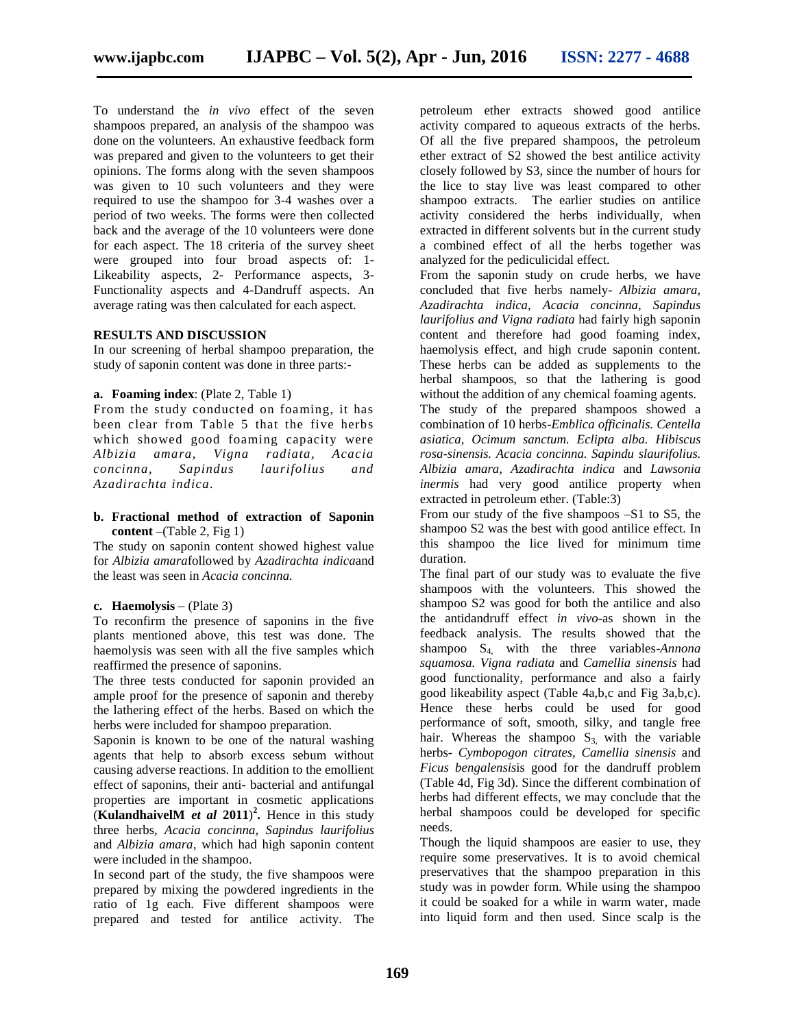To understand the *in vivo* effect of the seven shampoos prepared, an analysis of the shampoo was done on the volunteers. An exhaustive feedback form was prepared and given to the volunteers to get their opinions. The forms along with the seven shampoos was given to 10 such volunteers and they were required to use the shampoo for 3-4 washes over a period of two weeks. The forms were then collected back and the average of the 10 volunteers were done for each aspect. The 18 criteria of the survey sheet were grouped into four broad aspects of: 1- Likeability aspects, 2- Performance aspects, 3- Functionality aspects and 4-Dandruff aspects. An average rating was then calculated for each aspect.

## RESULTS AND DISCUSSION

In our screening of herbal shampoo preparation, the study of saponin content was done in three parts:-

**a. Foaming index**: (Plate 2, Table 1)

From the study conducted on foaming, it has been clear from Table 5 that the five herbs which showed good foaming capacity were *Albizia amara, Vigna radiata, Acacia concinna, Sapindus laurifolius and Azadirachta indica.*

**b. Fractional method of extraction of Saponin content** –(Table 2, Fig 1)

The study on saponin content showed highest value for *Albizia amara*followed by *Azadirachta indica*and the least was seen in *Acacia concinna.*

**c. Haemolysis** – (Plate 3)

To reconfirm the presence of saponins in the five plants mentioned above, this test was done. The haemolysis was seen with all the five samples which reaffirmed the presence of saponins.

The three tests conducted for saponin provided an ample proof for the presence of saponin and thereby the lathering effect of the herbs. Based on which the herbs were included for shampoo preparation.

Saponin is known to be one of the natural washing agents that help to absorb excess sebum without causing adverse reactions. In addition to the emollient effect of saponins, their anti- bacterial and antifungal properties are important in cosmetic applications (**KulandhaivelM *et al* 2011**)[2]**.** Hence in this study three herbs, *Acacia concinna, Sapindus laurifolius* and *Albizia amara*, which had high saponin content were included in the shampoo.

In second part of the study, the five shampoos were prepared by mixing the powdered ingredients in the ratio of 1g each. Five different shampoos were prepared and tested for antilice activity. The petroleum ether extracts showed good antilice activity compared to aqueous extracts of the herbs. Of all the five prepared shampoos, the petroleum ether extract of S2 showed the best antilice activity closely followed by S3, since the number of hours for the lice to stay live was least compared to other shampoo extracts. The earlier studies on antilice activity considered the herbs individually, when extracted in different solvents but in the current study a combined effect of all the herbs together was analyzed for the pediculicidal effect.

From the saponin study on crude herbs, we have concluded that five herbs namely- *Albizia amara, Azadirachta indica, Acacia concinna, Sapindus laurifolius and Vigna radiata* had fairly high saponin content and therefore had good foaming index, haemolysis effect, and high crude saponin content. These herbs can be added as supplements to the herbal shampoos, so that the lathering is good without the addition of any chemical foaming agents.

The study of the prepared shampoos showed a combination of 10 herbs-*Emblica officinalis. Centella asiatica, Ocimum sanctum. Eclipta alba. Hibiscus rosa-sinensis. Acacia concinna. Sapindu slaurifolius. Albizia amara, Azadirachta indica* and *Lawsonia inermis* had very good antilice property when extracted in petroleum ether. (Table:3)

From our study of the five shampoos –S1 to S5, the shampoo S2 was the best with good antilice effect. In this shampoo the lice lived for minimum time duration.

The final part of our study was to evaluate the five shampoos with the volunteers. This showed the shampoo S2 was good for both the antilice and also the antidandruff effect *in vivo*-as shown in the feedback analysis. The results showed that the shampoo $S_4$, with the three variables-*Annona squamosa. Vigna radiata* and *Camellia sinensis* had good functionality, performance and also a fairly good likeability aspect (Table 4a,b,c and Fig 3a,b,c). Hence these herbs could be used for good performance of soft, smooth, silky, and tangle free hair. Whereas the shampoo $S_3$, with the variable herbs- *Cymbopogon citrates, Camellia sinensis* and *Ficus bengalensis*is good for the dandruff problem (Table 4d, Fig 3d). Since the different combination of herbs had different effects, we may conclude that the herbal shampoos could be developed for specific needs.

Though the liquid shampoos are easier to use, they require some preservatives. It is to avoid chemical preservatives that the shampoo preparation in this study was in powder form. While using the shampoo it could be soaked for a while in warm water, made into liquid form and then used. Since scalp is the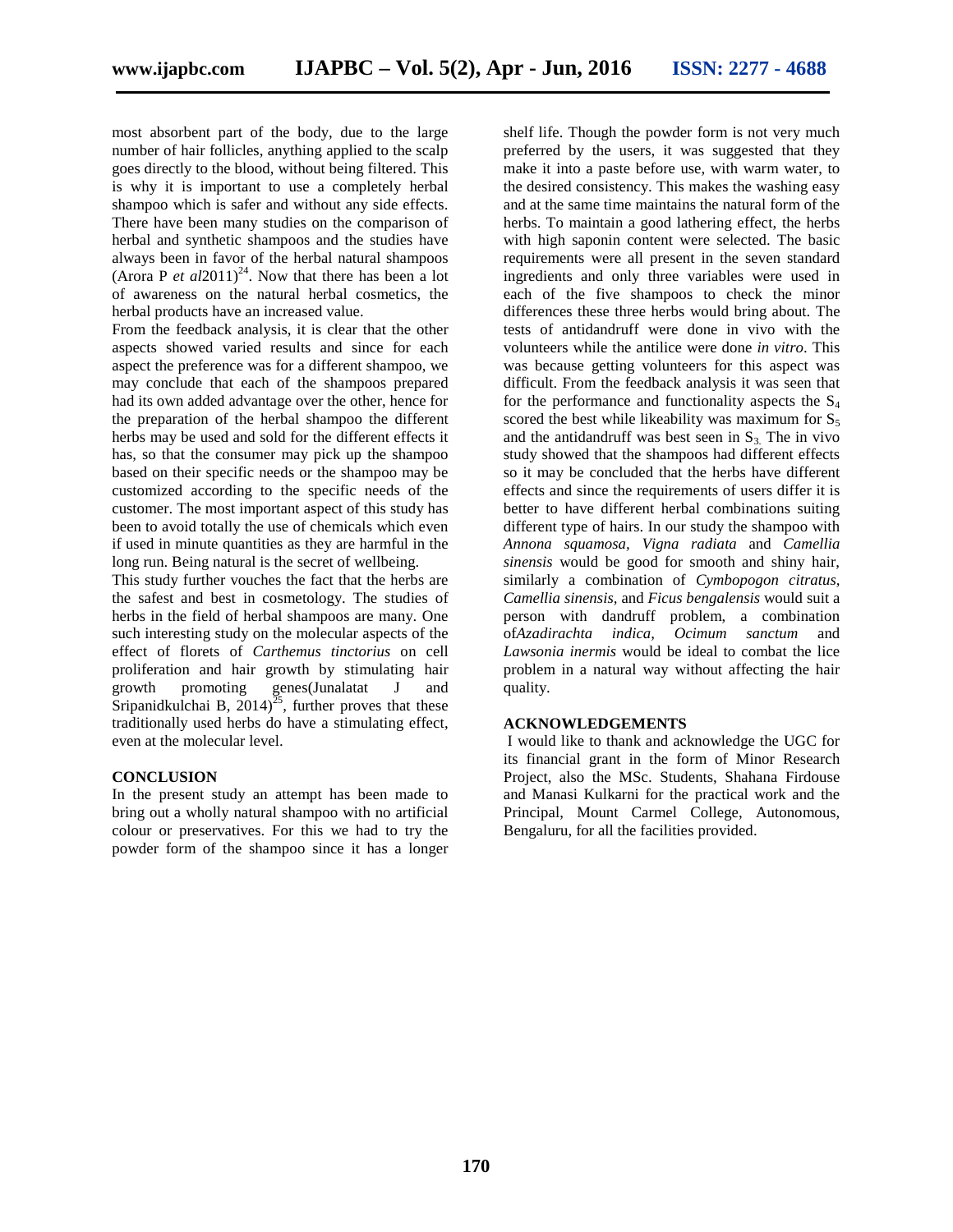most absorbent part of the body, due to the large number of hair follicles, anything applied to the scalp goes directly to the blood, without being filtered. This is why it is important to use a completely herbal shampoo which is safer and without any side effects. There have been many studies on the comparison of herbal and synthetic shampoos and the studies have always been in favor of the herbal natural shampoos (Arora P *et al*2011)[24]. Now that there has been a lot of awareness on the natural herbal cosmetics, the herbal products have an increased value.

From the feedback analysis, it is clear that the other aspects showed varied results and since for each aspect the preference was for a different shampoo, we may conclude that each of the shampoos prepared had its own added advantage over the other, hence for the preparation of the herbal shampoo the different herbs may be used and sold for the different effects it has, so that the consumer may pick up the shampoo based on their specific needs or the shampoo may be customized according to the specific needs of the customer. The most important aspect of this study has been to avoid totally the use of chemicals which even if used in minute quantities as they are harmful in the long run. Being natural is the secret of wellbeing.

This study further vouches the fact that the herbs are the safest and best in cosmetology. The studies of herbs in the field of herbal shampoos are many. One such interesting study on the molecular aspects of the effect of florets of *Carthemus tinctorius* on cell proliferation and hair growth by stimulating hair growth promoting genes(Junalatat J and Sripanidkulchai B, 2014)[25], further proves that these traditionally used herbs do have a stimulating effect, even at the molecular level.

## CONCLUSION

In the present study an attempt has been made to bring out a wholly natural shampoo with no artificial colour or preservatives. For this we had to try the powder form of the shampoo since it has a longer shelf life. Though the powder form is not very much preferred by the users, it was suggested that they make it into a paste before use, with warm water, to the desired consistency. This makes the washing easy and at the same time maintains the natural form of the herbs. To maintain a good lathering effect, the herbs with high saponin content were selected. The basic requirements were all present in the seven standard ingredients and only three variables were used in each of the five shampoos to check the minor differences these three herbs would bring about. The tests of antidandruff were done in vivo with the volunteers while the antilice were done *in vitro*. This was because getting volunteers for this aspect was difficult. From the feedback analysis it was seen that for the performance and functionality aspects the $S_4$ scored the best while likeability was maximum for $S_5$ and the antidandruff was best seen in $S_3$. The in vivo study showed that the shampoos had different effects so it may be concluded that the herbs have different effects and since the requirements of users differ it is better to have different herbal combinations suiting different type of hairs. In our study the shampoo with *Annona squamosa, Vigna radiata* and *Camellia sinensis* would be good for smooth and shiny hair, similarly a combination of *Cymbopogon citratus, Camellia sinensis,* and *Ficus bengalensis* would suit a person with dandruff problem, a combination of*Azadirachta indica, Ocimum sanctum* and *Lawsonia inermis* would be ideal to combat the lice problem in a natural way without affecting the hair quality.

## ACKNOWLEDGEMENTS

I would like to thank and acknowledge the UGC for its financial grant in the form of Minor Research Project, also the MSc. Students, Shahana Firdouse and Manasi Kulkarni for the practical work and the Principal, Mount Carmel College, Autonomous, Bengaluru, for all the facilities provided.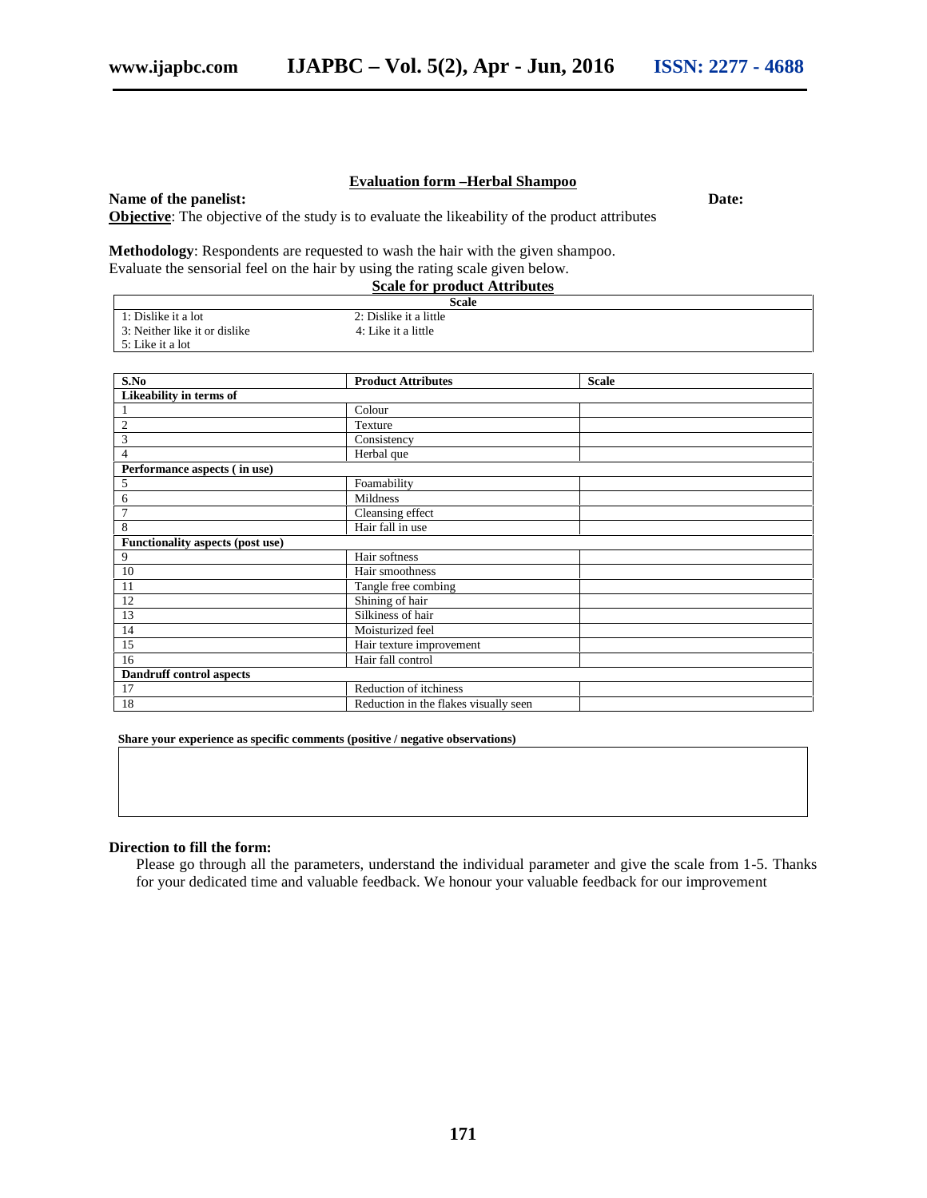## Evaluation form –Herbal Shampoo

**Name of the panelist:** **Date:**

**Objective**: The objective of the study is to evaluate the likeability of the product attributes

**Methodology**: Respondents are requested to wash the hair with the given shampoo. Evaluate the sensorial feel on the hair by using the rating scale given below.

**Scale for product Attributes**

| Scale | |
|---|---|
| 1: Dislike it a lot | 2: Dislike it a little |
| 3: Neither like it or dislike | 4: Like it a little |
| 5: Like it a lot | |

| S.No | Product Attributes | Scale |
|---|---|---|
| **Likeability in terms of** | | |
| 1 | Colour | |
| 2 | Texture | |
| 3 | Consistency | |
| 4 | Herbal que | |
| **Performance aspects ( in use)** | | |
| 5 | Foamability | |
| 6 | Mildness | |
| 7 | Cleansing effect | |
| 8 | Hair fall in use | |
| **Functionality aspects (post use)** | | |
| 9 | Hair softness | |
| 10 | Hair smoothness | |
| 11 | Tangle free combing | |
| 12 | Shining of hair | |
| 13 | Silkiness of hair | |
| 14 | Moisturized feel | |
| 15 | Hair texture improvement | |
| 16 | Hair fall control | |
| **Dandruff control aspects** | | |
| 17 | Reduction of itchiness | |
| 18 | Reduction in the flakes visually seen | |

**Share your experience as specific comments (positive / negative observations)**

**Direction to fill the form:**

Please go through all the parameters, understand the individual parameter and give the scale from 1-5. Thanks for your dedicated time and valuable feedback. We honour your valuable feedback for our improvement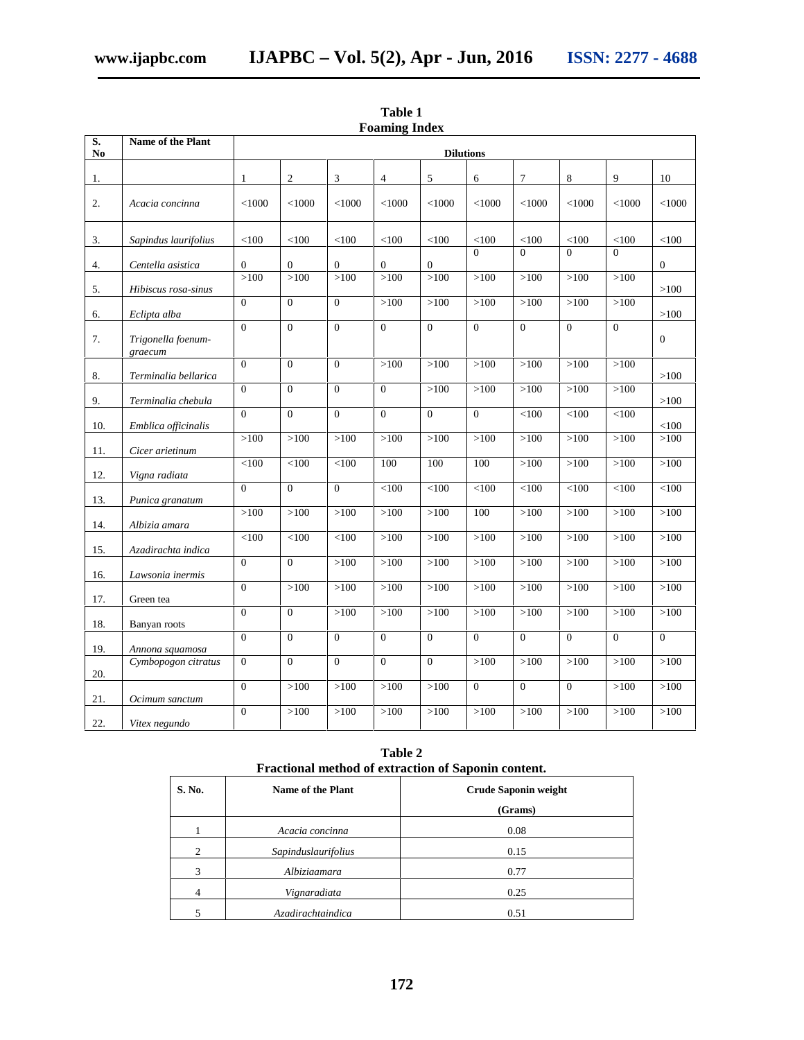**Table 1**
**Foaming Index**

| S. No | Name of the Plant | Dilutions | | | | | | | | | |
|---|---|---|---|---|---|---|---|---|---|---|---|
| 1. | | 1 | 2 | 3 | 4 | 5 | 6 | 7 | 8 | 9 | 10 |
| 2. | *Acacia concinna* | <1000 | <1000 | <1000 | <1000 | <1000 | <1000 | <1000 | <1000 | <1000 | <1000 |
| 3. | *Sapindus laurifolius* | <100 | <100 | <100 | <100 | <100 | <100 | <100 | <100 | <100 | <100 |
| 4. | *Centella asistica* | 0 | 0 | 0 | 0 | 0 | 0 | 0 | 0 | 0 | 0 |
| 5. | *Hibiscus rosa-sinus* | >100 | >100 | >100 | >100 | >100 | >100 | >100 | >100 | >100 | >100 |
| 6. | *Eclipta alba* | 0 | 0 | 0 | >100 | >100 | >100 | >100 | >100 | >100 | >100 |
| 7. | *Trigonella foenum-graecum* | 0 | 0 | 0 | 0 | 0 | 0 | 0 | 0 | 0 | 0 |
| 8. | *Terminalia bellarica* | 0 | 0 | 0 | >100 | >100 | >100 | >100 | >100 | >100 | >100 |
| 9. | *Terminalia chebula* | 0 | 0 | 0 | 0 | >100 | >100 | >100 | >100 | >100 | >100 |
| 10. | *Emblica officinalis* | 0 | 0 | 0 | 0 | 0 | 0 | <100 | <100 | <100 | <100 |
| 11. | *Cicer arietinum* | >100 | >100 | >100 | >100 | >100 | >100 | >100 | >100 | >100 | >100 |
| 12. | *Vigna radiata* | <100 | <100 | <100 | 100 | 100 | 100 | >100 | >100 | >100 | >100 |
| 13. | *Punica granatum* | 0 | 0 | 0 | <100 | <100 | <100 | <100 | <100 | <100 | <100 |
| 14. | *Albizia amara* | >100 | >100 | >100 | >100 | >100 | 100 | >100 | >100 | >100 | >100 |
| 15. | *Azadirachta indica* | <100 | <100 | <100 | >100 | >100 | >100 | >100 | >100 | >100 | >100 |
| 16. | *Lawsonia inermis* | 0 | 0 | >100 | >100 | >100 | >100 | >100 | >100 | >100 | >100 |
| 17. | Green tea | 0 | >100 | >100 | >100 | >100 | >100 | >100 | >100 | >100 | >100 |
| 18. | Banyan roots | 0 | 0 | >100 | >100 | >100 | >100 | >100 | >100 | >100 | >100 |
| 19. | *Annona squamosa* | 0 | 0 | 0 | 0 | 0 | 0 | 0 | 0 | 0 | 0 |
| 20. | *Cymbopogon citratus* | 0 | 0 | 0 | 0 | 0 | >100 | >100 | >100 | >100 | >100 |
| 21. | *Ocimum sanctum* | 0 | >100 | >100 | >100 | >100 | 0 | 0 | 0 | >100 | >100 |
| 22. | *Vitex negundo* | 0 | >100 | >100 | >100 | >100 | >100 | >100 | >100 | >100 | >100 |

**Table 2**
**Fractional method of extraction of Saponin content.**

| S. No. | Name of the Plant | Crude Saponin weight (Grams) |
|---|---|---|
| 1 | *Acacia concinna* | 0.08 |
| 2 | *Sapinduslaurifolius* | 0.15 |
| 3 | *Albiziaamara* | 0.77 |
| 4 | *Vignaradiata* | 0.25 |
| 5 | *Azadirachtaindica* | 0.51 |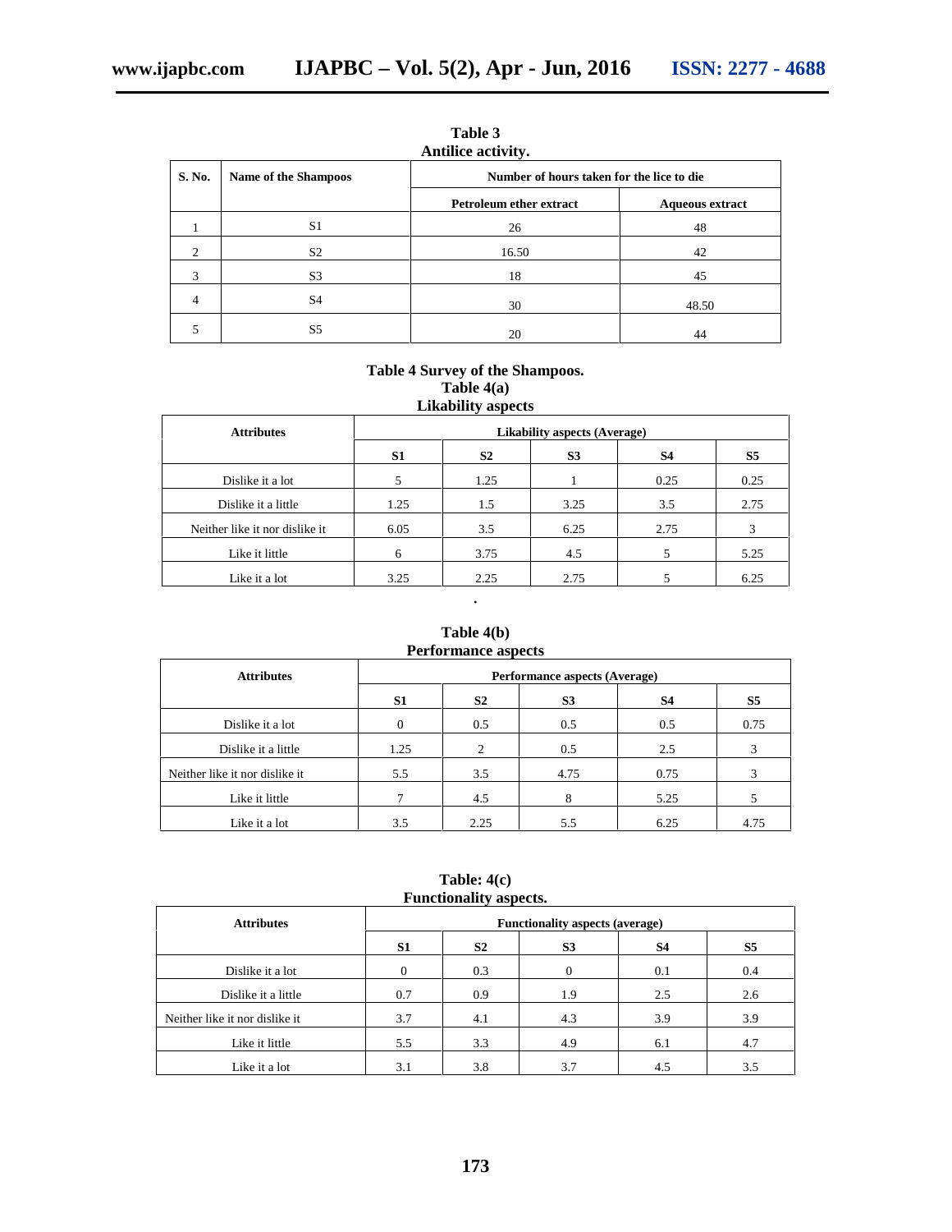**Table 3**
**Antilice activity.**

| S. No. | Name of the Shampoos | Number of hours taken for the lice to die | |
|---|---|---|---|
| | | Petroleum ether extract | Aqueous extract |
| 1 | S1 | 26 | 48 |
| 2 | S2 | 16.50 | 42 |
| 3 | S3 | 18 | 45 |
| 4 | S4 | 30 | 48.50 |
| 5 | S5 | 20 | 44 |

**Table 4 Survey of the Shampoos.**
**Table 4(a)**
**Likability aspects**

| Attributes | Likability aspects (Average) | | | | |
|---|---|---|---|---|---|
| | S1 | S2 | S3 | S4 | S5 |
| Dislike it a lot | 5 | 1.25 | 1 | 0.25 | 0.25 |
| Dislike it a little | 1.25 | 1.5 | 3.25 | 3.5 | 2.75 |
| Neither like it nor dislike it | 6.05 | 3.5 | 6.25 | 2.75 | 3 |
| Like it little | 6 | 3.75 | 4.5 | 5 | 5.25 |
| Like it a lot | 3.25 | 2.25 | 2.75 | 5 | 6.25 |

**Table 4(b)**
**Performance aspects**

| Attributes | Performance aspects (Average) | | | | |
|---|---|---|---|---|---|
| | S1 | S2 | S3 | S4 | S5 |
| Dislike it a lot | 0 | 0.5 | 0.5 | 0.5 | 0.75 |
| Dislike it a little | 1.25 | 2 | 0.5 | 2.5 | 3 |
| Neither like it nor dislike it | 5.5 | 3.5 | 4.75 | 0.75 | 3 |
| Like it little | 7 | 4.5 | 8 | 5.25 | 5 |
| Like it a lot | 3.5 | 2.25 | 5.5 | 6.25 | 4.75 |

**Table: 4(c)**
**Functionality aspects.**

| Attributes | Functionality aspects (average) | | | | |
|---|---|---|---|---|---|
| | S1 | S2 | S3 | S4 | S5 |
| Dislike it a lot | 0 | 0.3 | 0 | 0.1 | 0.4 |
| Dislike it a little | 0.7 | 0.9 | 1.9 | 2.5 | 2.6 |
| Neither like it nor dislike it | 3.7 | 4.1 | 4.3 | 3.9 | 3.9 |
| Like it little | 5.5 | 3.3 | 4.9 | 6.1 | 4.7 |
| Like it a lot | 3.1 | 3.8 | 3.7 | 4.5 | 3.5 |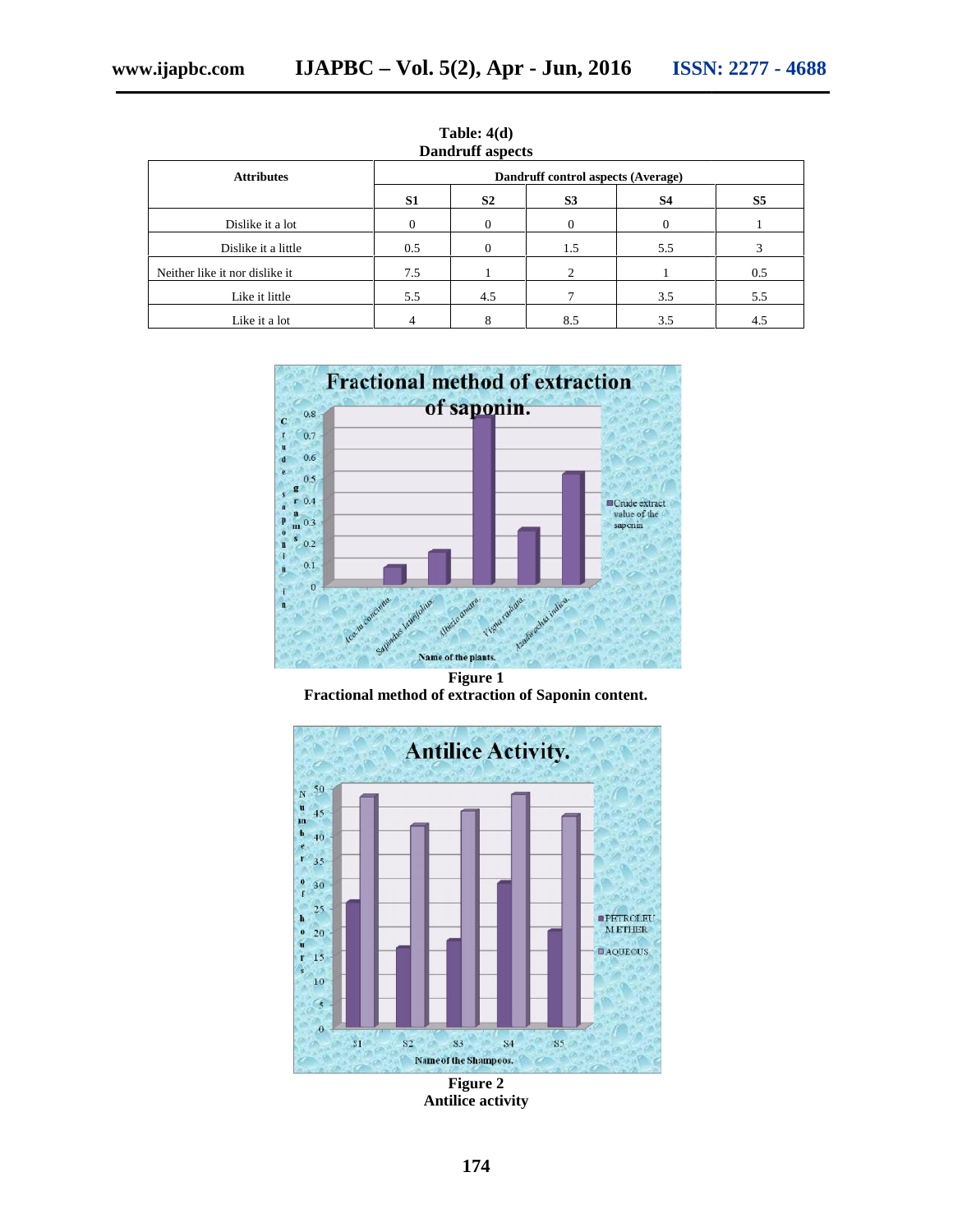**Table: 4(d)**
**Dandruff aspects**

| Attributes | Dandruff control aspects (Average) | | | | |
|---|---|---|---|---|---|
| | S1 | S2 | S3 | S4 | S5 |
| Dislike it a lot | 0 | 0 | 0 | 0 | 1 |
| Dislike it a little | 0.5 | 0 | 1.5 | 5.5 | 3 |
| Neither like it nor dislike it | 7.5 | 1 | 2 | 1 | 0.5 |
| Like it little | 5.5 | 4.5 | 7 | 3.5 | 5.5 |
| Like it a lot | 4 | 8 | 8.5 | 3.5 | 4.5 |

**Figure 1**
**Fractional method of extraction of Saponin content.**

**Figure 2**
**Antilice activity**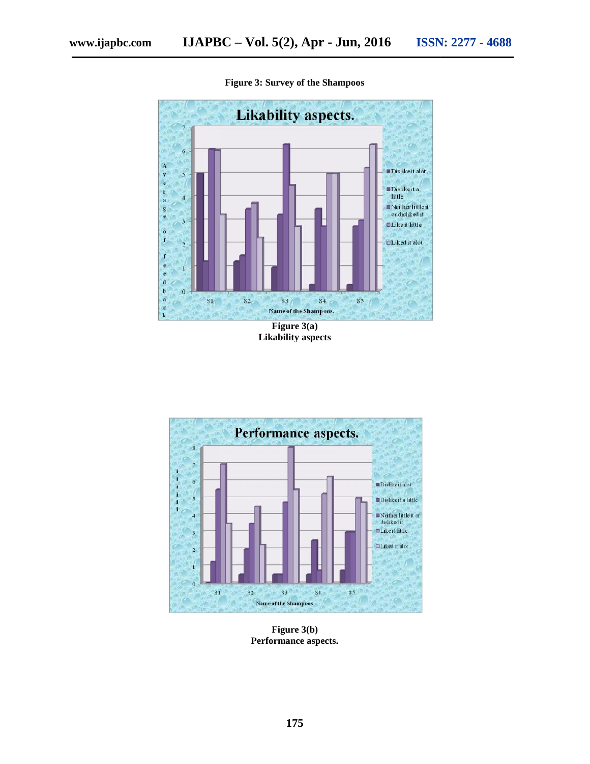**Figure 3: Survey of the Shampoos**

**Figure 3(a)**
**Likability aspects**

**Figure 3(b)**
**Performance aspects.**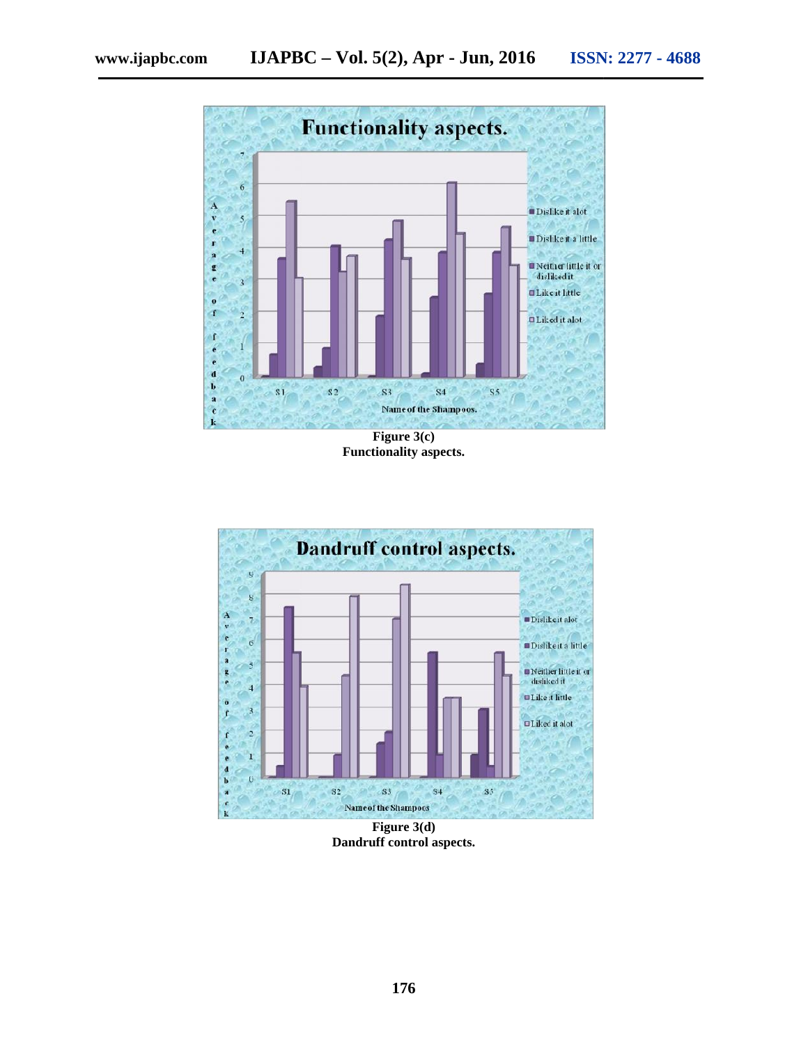Figure 3(c)
Functionality aspects.

Figure 3(d)
Dandruff control aspects.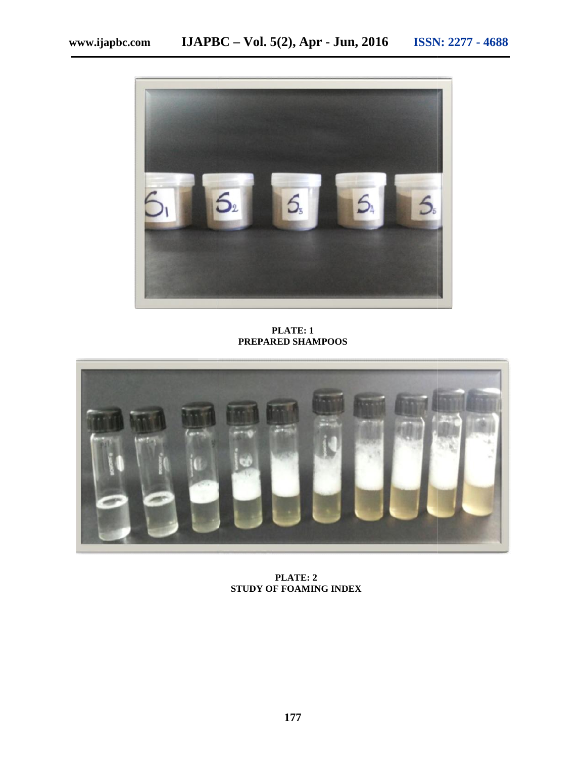**PLATE: 1**
**PREPARED SHAMPOOS**

**PLATE: 2**
**STUDY OF FOAMING INDEX**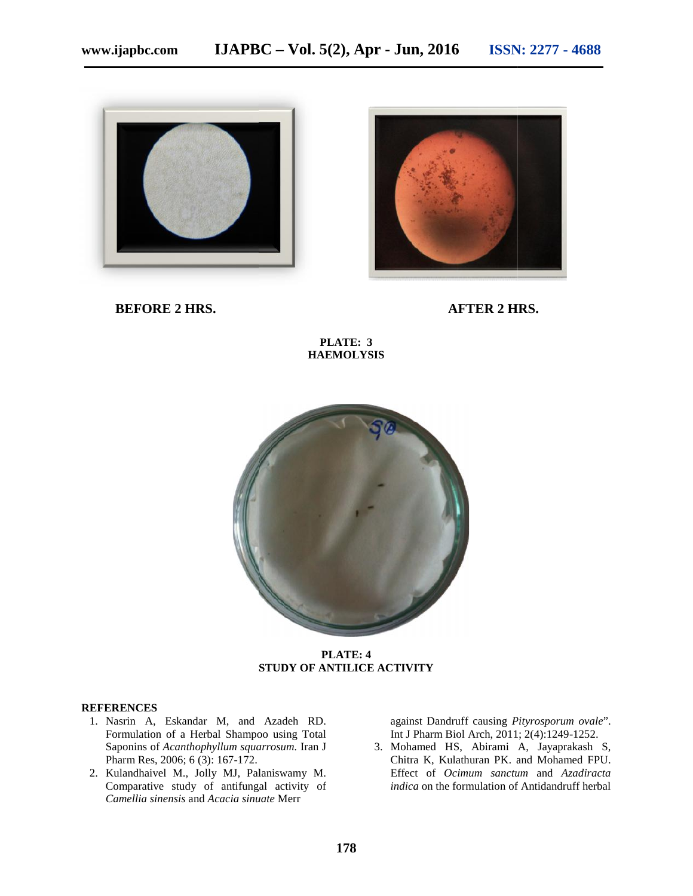BEFORE 2 HRS. AFTER 2 HRS.

**PLATE: 3**
**HAEMOLYSIS**

**PLATE: 4**
**STUDY OF ANTILICE ACTIVITY**

## REFERENCES

1. Nasrin A, Eskandar M, and Azadeh RD. Formulation of a Herbal Shampoo using Total Saponins of *Acanthophyllum squarrosum.* Iran J Pharm Res, 2006; 6 (3): 167-172.
2. Kulandhaivel M., Jolly MJ, Palaniswamy M. Comparative study of antifungal activity of *Camellia sinensis* and *Acacia sinuate* Merr against Dandruff causing *Pityrosporum ovale*". Int J Pharm Biol Arch, 2011; 2(4):1249-1252.
3. Mohamed HS, Abirami A, Jayaprakash S, Chitra K, Kulathuran PK. and Mohamed FPU. Effect of *Ocimum sanctum* and *Azadiracta indica* on the formulation of Antidandruff herbal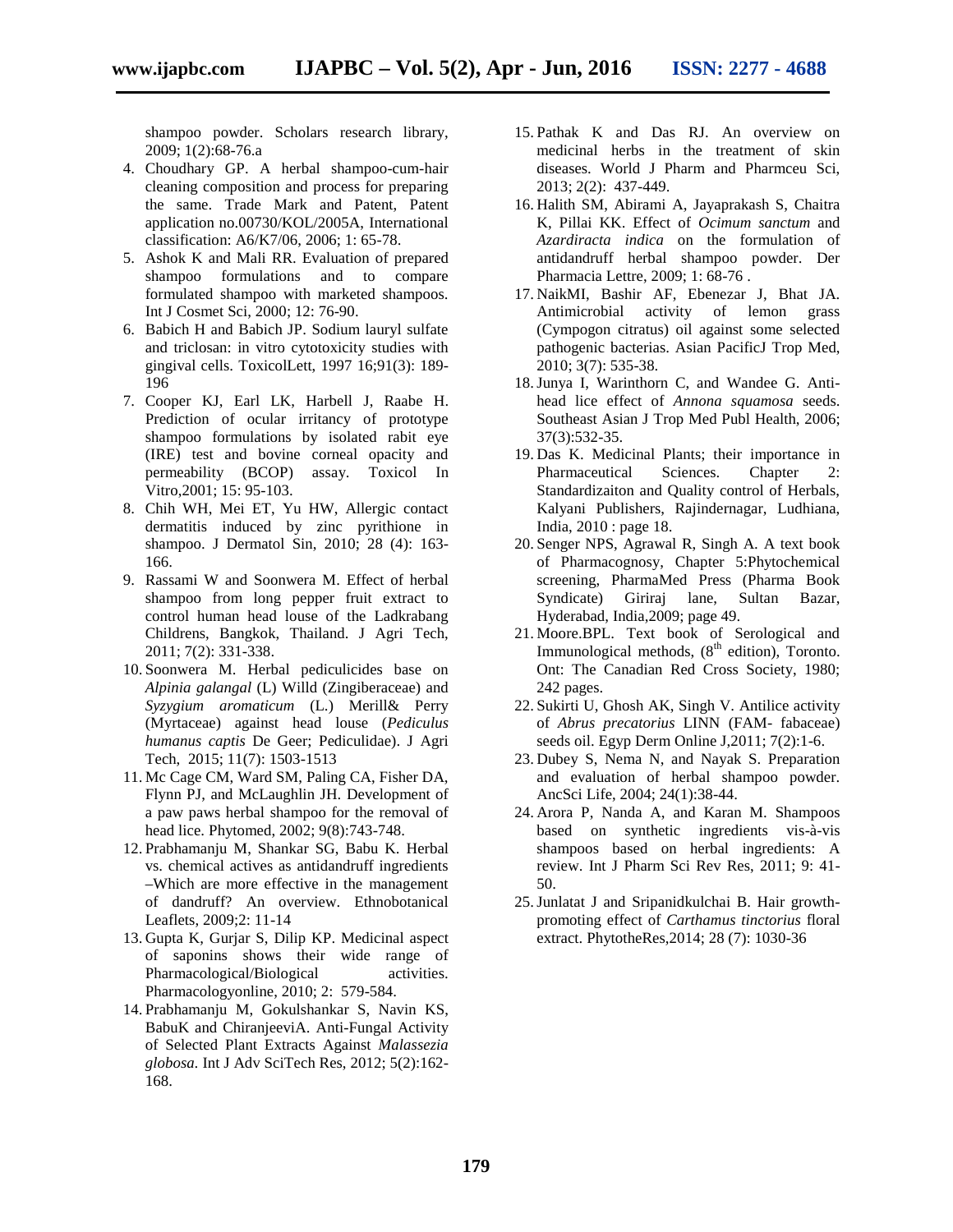shampoo powder. Scholars research library, 2009; 1(2):68-76.a

4. Choudhary GP. A herbal shampoo-cum-hair cleaning composition and process for preparing the same. Trade Mark and Patent, Patent application no.00730/KOL/2005A, International classification: A6/K7/06, 2006; 1: 65-78.
5. Ashok K and Mali RR. Evaluation of prepared shampoo formulations and to compare formulated shampoo with marketed shampoos. Int J Cosmet Sci, 2000; 12: 76-90.
6. Babich H and Babich JP. Sodium lauryl sulfate and triclosan: in vitro cytotoxicity studies with gingival cells. ToxicolLett, 1997 16;91(3): 189-196
7. Cooper KJ, Earl LK, Harbell J, Raabe H. Prediction of ocular irritancy of prototype shampoo formulations by isolated rabit eye (IRE) test and bovine corneal opacity and permeability (BCOP) assay. Toxicol In Vitro,2001; 15: 95-103.
8. Chih WH, Mei ET, Yu HW, Allergic contact dermatitis induced by zinc pyrithione in shampoo. J Dermatol Sin, 2010; 28 (4): 163-166.
9. Rassami W and Soonwera M. Effect of herbal shampoo from long pepper fruit extract to control human head louse of the Ladkrabang Childrens, Bangkok, Thailand. J Agri Tech, 2011; 7(2): 331-338.
10. Soonwera M. Herbal pediculicides base on *Alpinia galangal* (L) Willd (Zingiberaceae) and *Syzygium aromaticum* (L.) Merill& Perry (Myrtaceae) against head louse (*Pediculus humanus captis* De Geer; Pediculidae). J Agri Tech, 2015; 11(7): 1503-1513
11. Mc Cage CM, Ward SM, Paling CA, Fisher DA, Flynn PJ, and McLaughlin JH. Development of a paw paws herbal shampoo for the removal of head lice. Phytomed, 2002; 9(8):743-748.
12. Prabhamanju M, Shankar SG, Babu K. Herbal vs. chemical actives as antidandruff ingredients –Which are more effective in the management of dandruff? An overview. Ethnobotanical Leaflets, 2009;2: 11-14
13. Gupta K, Gurjar S, Dilip KP. Medicinal aspect of saponins shows their wide range of Pharmacological/Biological activities. Pharmacologyonline, 2010; 2: 579-584.
14. Prabhamanju M, Gokulshankar S, Navin KS, BabuK and ChiranjeeviA. Anti-Fungal Activity of Selected Plant Extracts Against *Malassezia globosa*. Int J Adv SciTech Res, 2012; 5(2):162-168.
15. Pathak K and Das RJ. An overview on medicinal herbs in the treatment of skin diseases. World J Pharm and Pharmceu Sci, 2013; 2(2): 437-449.
16. Halith SM, Abirami A, Jayaprakash S, Chaitra K, Pillai KK. Effect of *Ocimum sanctum* and *Azardiracta indica* on the formulation of antidandruff herbal shampoo powder. Der Pharmacia Lettre, 2009; 1: 68-76 .
17. NaikMI, Bashir AF, Ebenezar J, Bhat JA. Antimicrobial activity of lemon grass (Cympogon citratus) oil against some selected pathogenic bacterias. Asian PacificJ Trop Med, 2010; 3(7): 535-38.
18. Junya I, Warinthorn C, and Wandee G. Anti-head lice effect of *Annona squamosa* seeds. Southeast Asian J Trop Med Publ Health, 2006; 37(3):532-35.
19. Das K. Medicinal Plants; their importance in Pharmaceutical Sciences. Chapter 2: Standardizaiton and Quality control of Herbals, Kalyani Publishers, Rajindernagar, Ludhiana, India, 2010 : page 18.
20. Senger NPS, Agrawal R, Singh A. A text book of Pharmacognosy, Chapter 5:Phytochemical screening, PharmaMed Press (Pharma Book Syndicate) Giriraj lane, Sultan Bazar, Hyderabad, India,2009; page 49.
21. Moore.BPL. Text book of Serological and Immunological methods, (8th edition), Toronto. Ont: The Canadian Red Cross Society, 1980; 242 pages.
22. Sukirti U, Ghosh AK, Singh V. Antilice activity of *Abrus precatorius* LINN (FAM- fabaceae) seeds oil. Egyp Derm Online J,2011; 7(2):1-6.
23. Dubey S, Nema N, and Nayak S. Preparation and evaluation of herbal shampoo powder. AncSci Life, 2004; 24(1):38-44.
24. Arora P, Nanda A, and Karan M. Shampoos based on synthetic ingredients vis-à-vis shampoos based on herbal ingredients: A review. Int J Pharm Sci Rev Res, 2011; 9: 41-50.
25. Junlatat J and Sripanidkulchai B. Hair growth-promoting effect of *Carthamus tinctorius* floral extract. PhytotheRes,2014; 28 (7): 1030-36